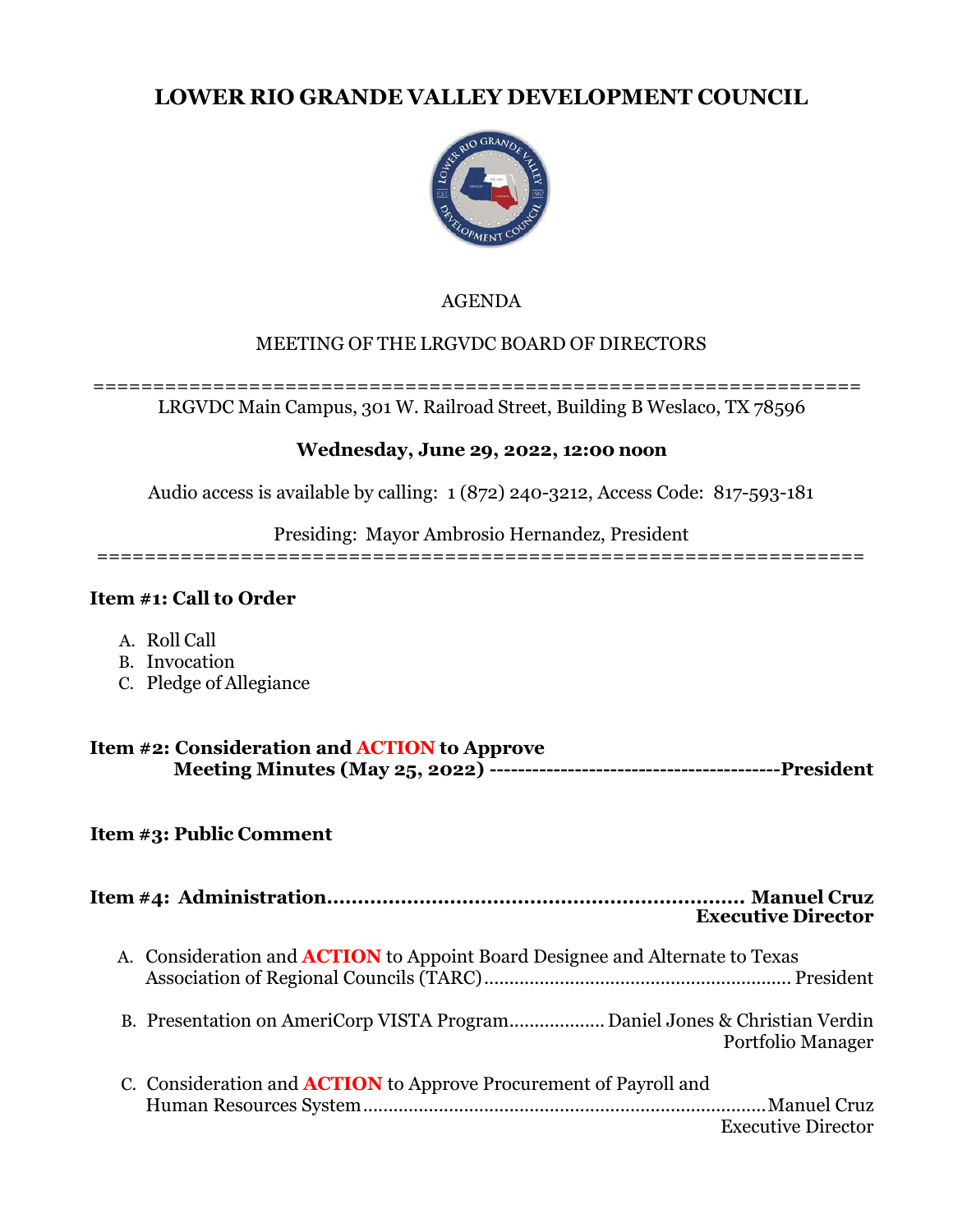# LOWER RIO GRANDE VALLEY DEVELOPMENT COUNCIL

AGENDA

MEETING OF THE LRGVDC BOARD OF DIRECTORS

==================================================================

LRGVDC Main Campus, 301 W. Railroad Street, Building B Weslaco, TX 78596

**Wednesday, June 29, 2022, 12:00 noon**

Audio access is available by calling: 1 (872) 240-3212, Access Code: 817-593-181

Presiding: Mayor Ambrosio Hernandez, President

==================================================================

**Item #1: Call to Order**

A. Roll Call
B. Invocation
C. Pledge of Allegiance

**Item #2: Consideration and ACTION to Approve Meeting Minutes (May 25, 2022) ----------------------------------------President**

**Item #3: Public Comment**

**Item #4: Administration................................................................ Manuel Cruz, Executive Director**

A. Consideration and **ACTION** to Appoint Board Designee and Alternate to Texas Association of Regional Councils (TARC)........................................................ President

B. Presentation on AmeriCorp VISTA Program.................. Daniel Jones & Christian Verdin, Portfolio Manager

C. Consideration and **ACTION** to Approve Procurement of Payroll and Human Resources System...............................................................................Manuel Cruz, Executive Director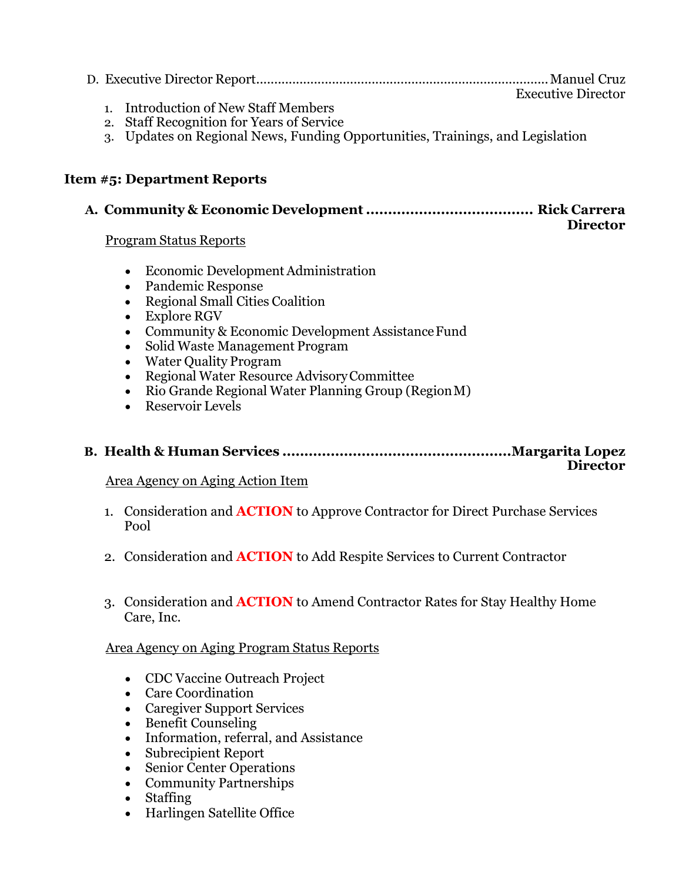D. Executive Director Report........................................................................... Manuel Cruz
Executive Director

1. Introduction of New Staff Members
2. Staff Recognition for Years of Service
3. Updates on Regional News, Funding Opportunities, Trainings, and Legislation

## Item #5: Department Reports

### A. Community & Economic Development ..................................... Rick Carrera Director

Program Status Reports

- Economic Development Administration
- Pandemic Response
- Regional Small Cities Coalition
- Explore RGV
- Community & Economic Development Assistance Fund
- Solid Waste Management Program
- Water Quality Program
- Regional Water Resource Advisory Committee
- Rio Grande Regional Water Planning Group (Region M)
- Reservoir Levels

### B. Health & Human Services ..................................................Margarita Lopez Director

Area Agency on Aging Action Item

1. Consideration and **ACTION** to Approve Contractor for Direct Purchase Services Pool

2. Consideration and **ACTION** to Add Respite Services to Current Contractor

3. Consideration and **ACTION** to Amend Contractor Rates for Stay Healthy Home Care, Inc.

Area Agency on Aging Program Status Reports

- CDC Vaccine Outreach Project
- Care Coordination
- Caregiver Support Services
- Benefit Counseling
- Information, referral, and Assistance
- Subrecipient Report
- Senior Center Operations
- Community Partnerships
- Staffing
- Harlingen Satellite Office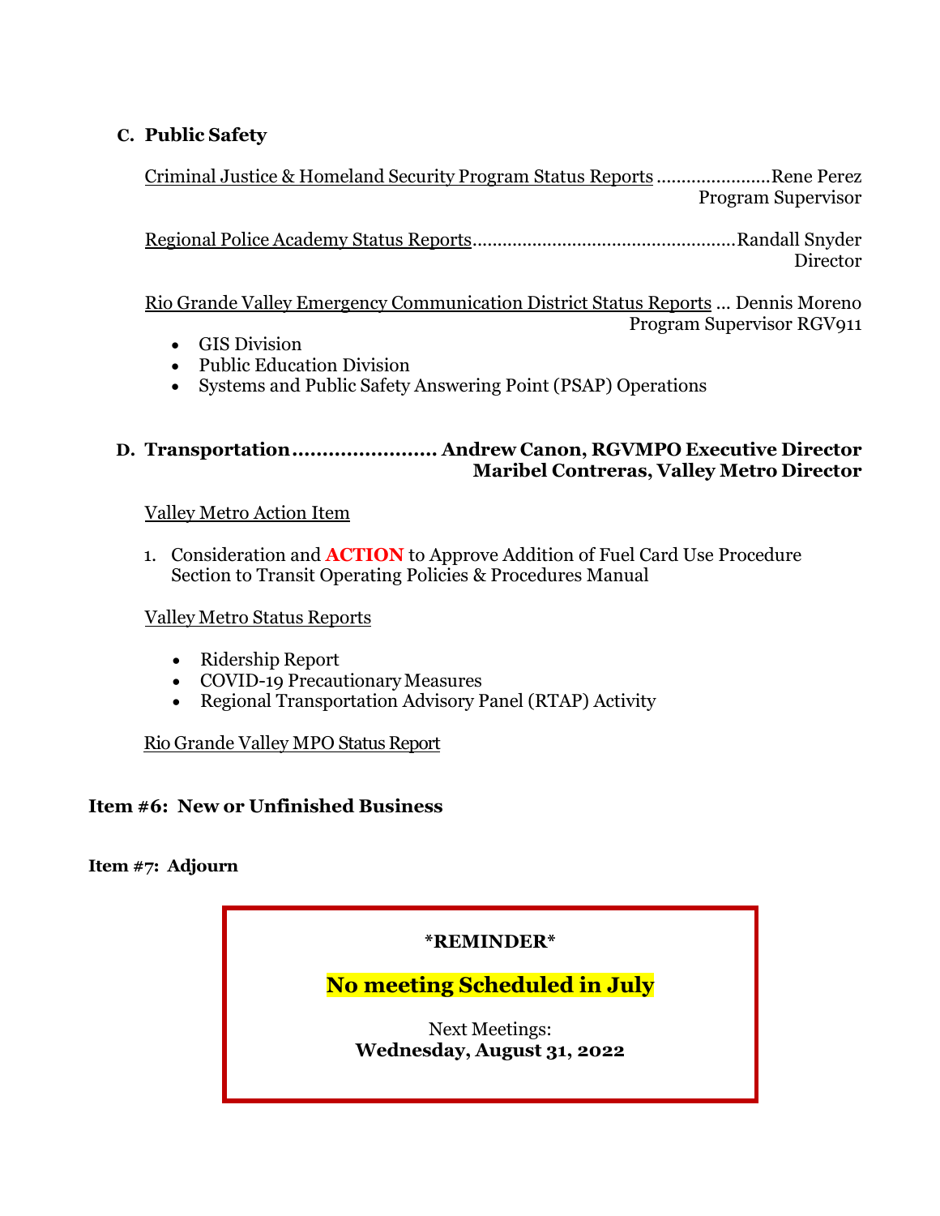### C. Public Safety

Criminal Justice & Homeland Security Program Status Reports .......................Rene Perez
Program Supervisor

Regional Police Academy Status Reports....................................................Randall Snyder
Director

Rio Grande Valley Emergency Communication District Status Reports ... Dennis Moreno
Program Supervisor RGV911

- GIS Division
- Public Education Division
- Systems and Public Safety Answering Point (PSAP) Operations

### D. Transportation........................ Andrew Canon, RGVMPO Executive Director
**Maribel Contreras, Valley Metro Director**

Valley Metro Action Item

1. Consideration and **ACTION** to Approve Addition of Fuel Card Use Procedure Section to Transit Operating Policies & Procedures Manual

Valley Metro Status Reports

- Ridership Report
- COVID-19 Precautionary Measures
- Regional Transportation Advisory Panel (RTAP) Activity

Rio Grande Valley MPO Status Report

**Item #6: New or Unfinished Business**

**Item #7: Adjourn**

**\*REMINDER\***

**No meeting Scheduled in July**

Next Meetings:
**Wednesday, August 31, 2022**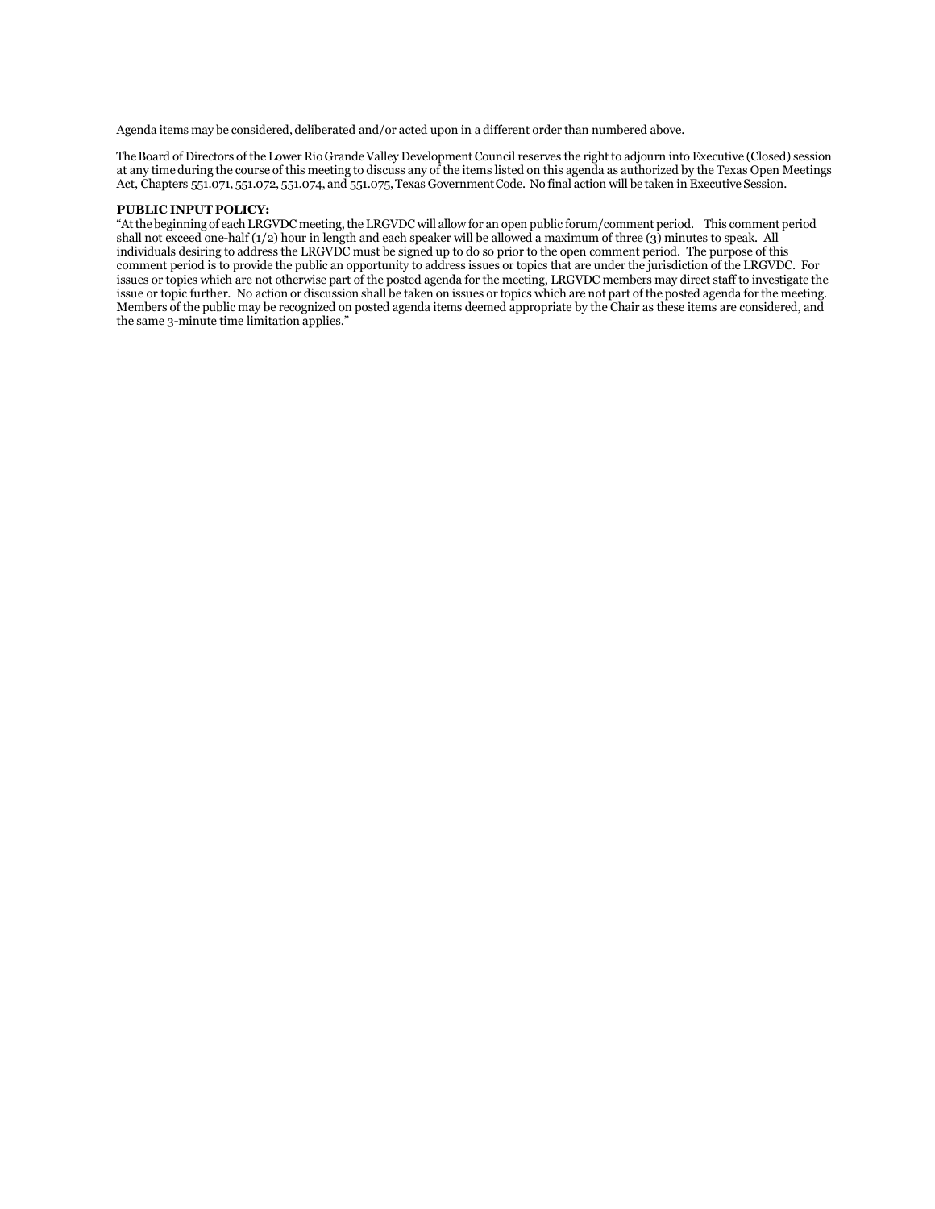Agenda items may be considered, deliberated and/or acted upon in a different order than numbered above.

The Board of Directors of the Lower Rio Grande Valley Development Council reserves the right to adjourn into Executive (Closed) session at any time during the course of this meeting to discuss any of the items listed on this agenda as authorized by the Texas Open Meetings Act, Chapters 551.071, 551.072, 551.074, and 551.075, Texas Government Code. No final action will be taken in Executive Session.

**PUBLIC INPUT POLICY:**

"At the beginning of each LRGVDC meeting, the LRGVDC will allow for an open public forum/comment period. This comment period shall not exceed one-half (1/2) hour in length and each speaker will be allowed a maximum of three (3) minutes to speak. All individuals desiring to address the LRGVDC must be signed up to do so prior to the open comment period. The purpose of this comment period is to provide the public an opportunity to address issues or topics that are under the jurisdiction of the LRGVDC. For issues or topics which are not otherwise part of the posted agenda for the meeting, LRGVDC members may direct staff to investigate the issue or topic further. No action or discussion shall be taken on issues or topics which are not part of the posted agenda for the meeting. Members of the public may be recognized on posted agenda items deemed appropriate by the Chair as these items are considered, and the same 3-minute time limitation applies."